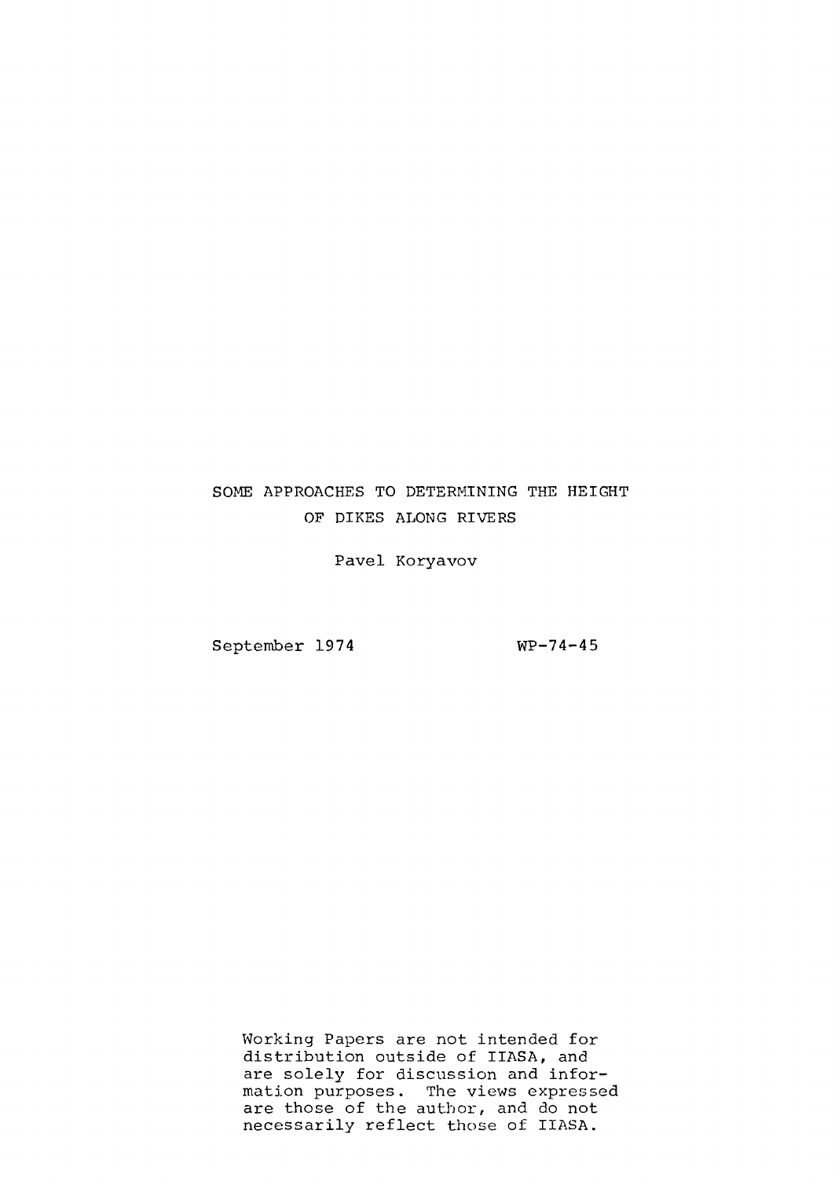# SOME APPROACHES TO DETERMINING THE HEIGHT OF DIKES ALONG RIVERS

Pavel Koryavov

September 1974 WP-74-45

Working Papers are not intended for distribution outside of IIASA, and are solely for discussion and information purposes. The views expressed are those of the author, and do not necessarily reflect those of IIASA.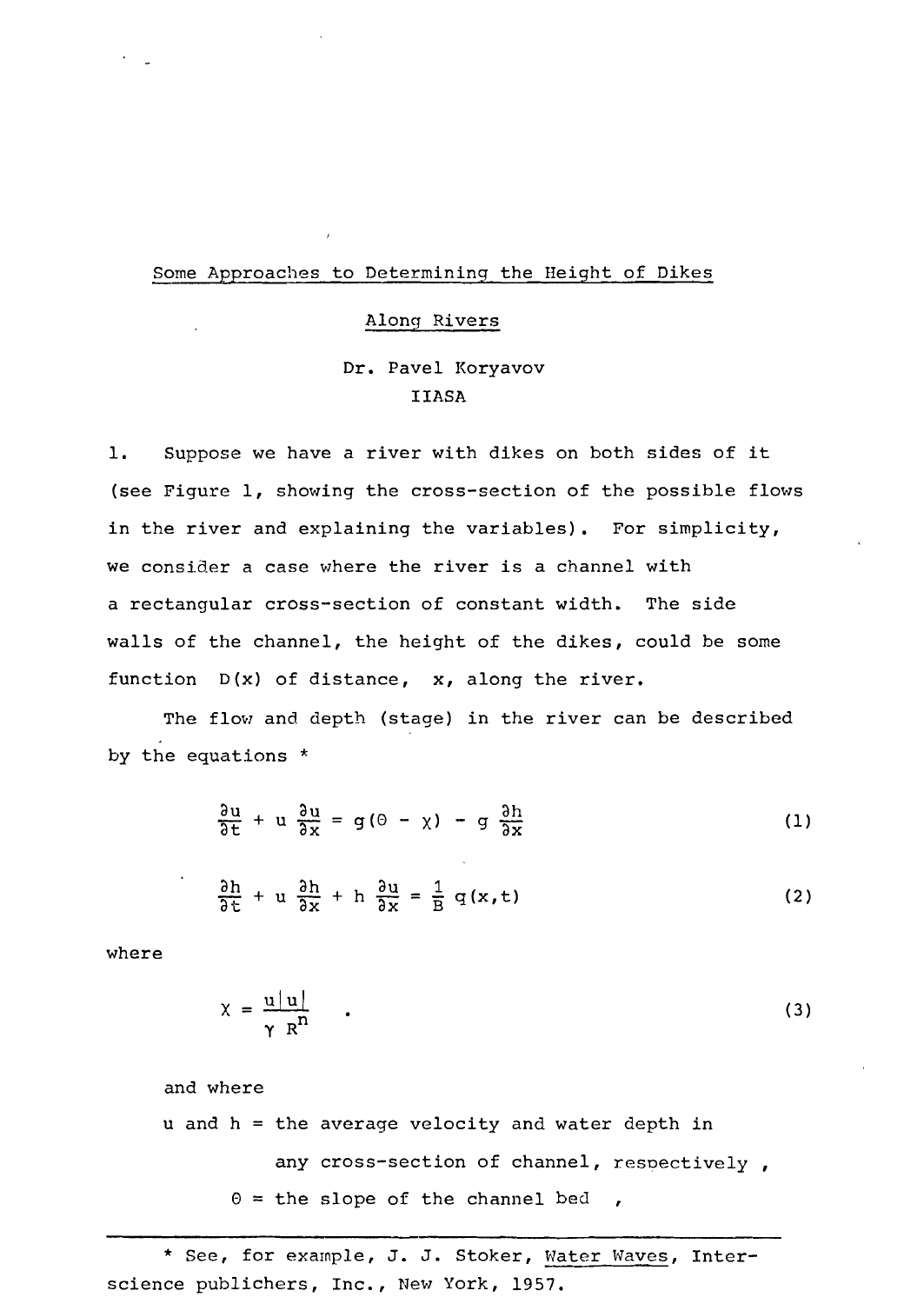## Some Approaches to Determining the Height of Dikes Along Rivers

Dr. Pavel Koryavov
IIASA

1. Suppose we have a river with dikes on both sides of it (see Figure 1, showing the cross-section of the possible flows in the river and explaining the variables). For simplicity, we consider a case where the river is a channel with a rectangular cross-section of constant width. The side walls of the channel, the height of the dikes, could be some function $D(x)$ of distance, $x$, along the river.

The flow and depth (stage) in the river can be described by the equations *

$$\frac{\partial u}{\partial t} + u \frac{\partial u}{\partial x} = g(\Theta - \chi) - g \frac{\partial h}{\partial x} \tag{1}$$

$$\frac{\partial h}{\partial t} + u \frac{\partial h}{\partial x} + h \frac{\partial u}{\partial x} = \frac{1}{B} q(x,t) \tag{2}$$

where

$$\chi = \frac{u|u|}{\gamma R^n} \quad . \tag{3}$$

and where

$u$ and $h$ = the average velocity and water depth in any cross-section of channel, respectively ,

$\Theta$ = the slope of the channel bed ,

---

* See, for example, J. J. Stoker, Water Waves, Interscience publichers, Inc., New York, 1957.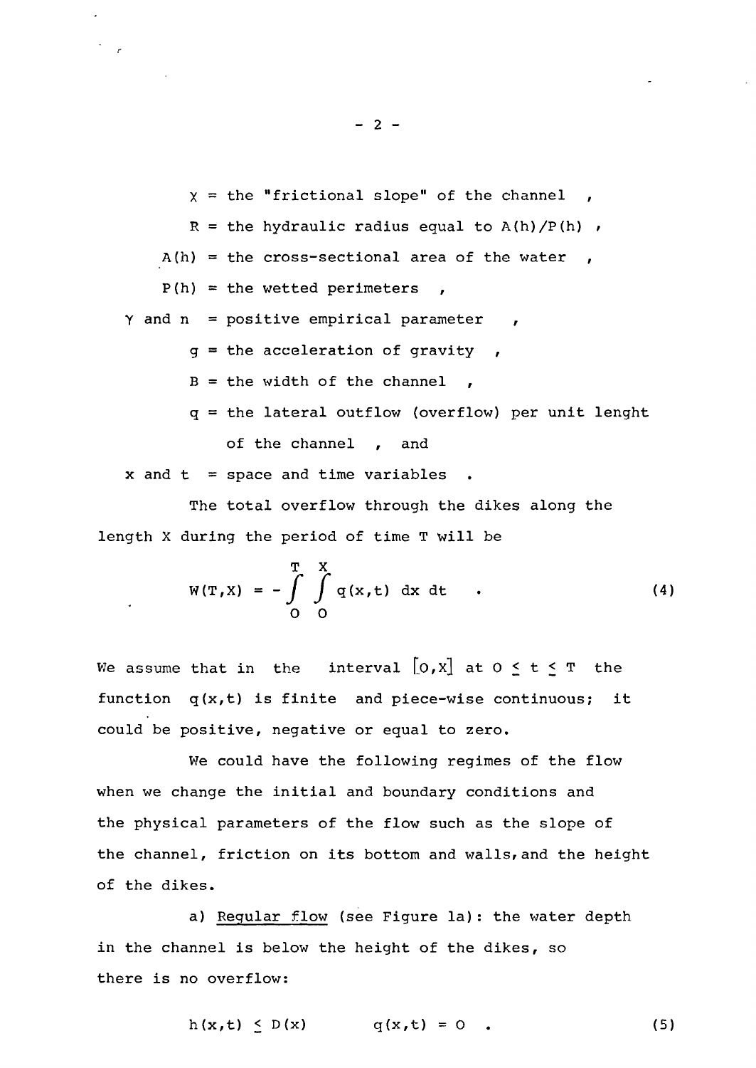$\chi$ = the "frictional slope" of the channel ,

$R$ = the hydraulic radius equal to $A(h)/P(h)$ ,

$A(h)$ = the cross-sectional area of the water ,

$P(h)$ = the wetted perimeters ,

$\gamma$ and $n$ = positive empirical parameter ,

$g$ = the acceleration of gravity ,

$B$ = the width of the channel ,

$q$ = the lateral outflow (overflow) per unit lenght of the channel , and

$x$ and $t$ = space and time variables .

The total overflow through the dikes along the length X during the period of time T will be

$$W(T,X) = -\int_0^T \int_0^X q(x,t)\, dx\, dt \quad . \tag{4}$$

We assume that in the interval $[0,X]$ at $0 \leq t \leq T$ the function $q(x,t)$ is finite and piece-wise continuous; it could be positive, negative or equal to zero.

We could have the following regimes of the flow when we change the initial and boundary conditions and the physical parameters of the flow such as the slope of the channel, friction on its bottom and walls, and the height of the dikes.

a) Regular flow (see Figure 1a): the water depth in the channel is below the height of the dikes, so there is no overflow:

$$h(x,t) \leq D(x) \qquad q(x,t) = 0 \quad . \tag{5}$$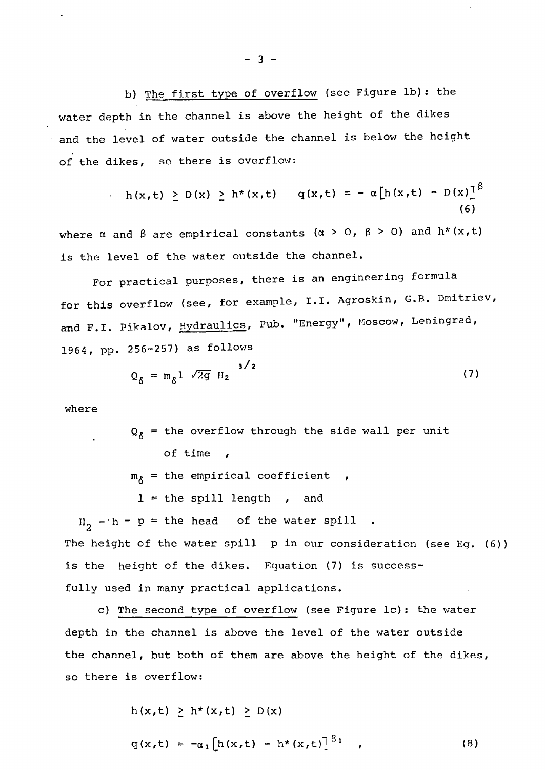b) <u>The first type of overflow</u> (see Figure 1b): the water depth in the channel is above the height of the dikes and the level of water outside the channel is below the height of the dikes, so there is overflow:

$$h(x,t) \geq D(x) \geq h^*(x,t) \qquad q(x,t) = -\alpha\left[h(x,t) - D(x)\right]^{\beta} \tag{6}$$

where $\alpha$ and $\beta$ are empirical constants ($\alpha > 0$, $\beta > 0$) and $h^*(x,t)$ is the level of the water outside the channel.

For practical purposes, there is an engineering formula for this overflow (see, for example, I.I. Agroskin, G.B. Dmitriev, and F.I. Pikalov, <u>Hydraulics</u>, Pub. "Energy", Moscow, Leningrad, 1964, pp. 256-257) as follows

$$Q_{\delta} = m_{\delta} l \sqrt{2g}\, H_2^{3/2} \tag{7}$$

where

- $Q_{\delta}$ = the overflow through the side wall per unit of time ,
- $m_{\delta}$ = the empirical coefficient ,
- $l$ = the spill length , and
- $H_2 = h - p$ = the head of the water spill .

The height of the water spill $p$ in our consideration (see Eq. (6)) is the height of the dikes. Equation (7) is successfully used in many practical applications.

c) <u>The second type of overflow</u> (see Figure 1c): the water depth in the channel is above the level of the water outside the channel, but both of them are above the height of the dikes, so there is overflow:

$$h(x,t) \geq h^*(x,t) \geq D(x)$$

$$q(x,t) = -\alpha_1\left[h(x,t) - h^*(x,t)\right]^{\beta_1} \quad , \tag{8}$$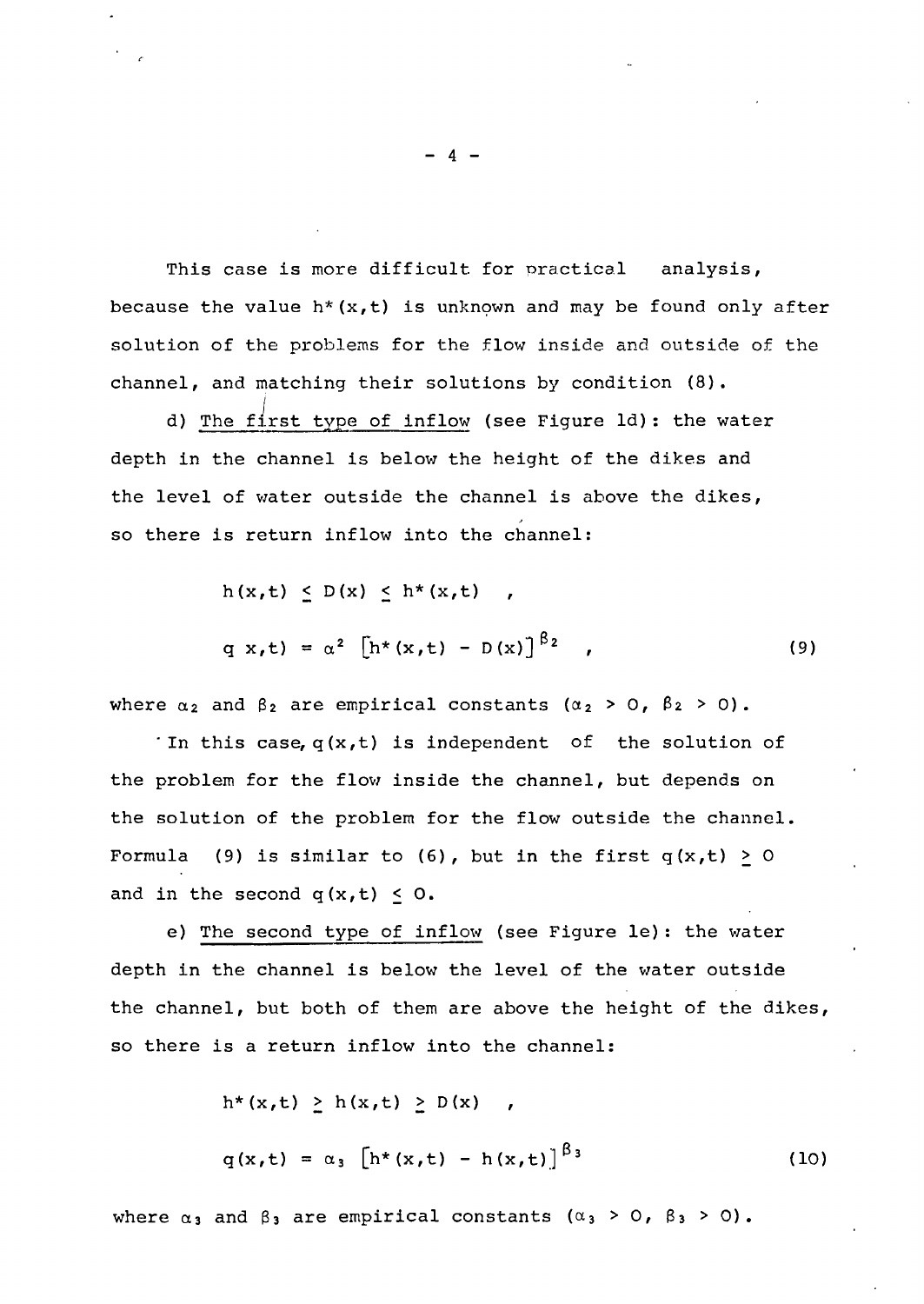This case is more difficult for practical analysis, because the value $h^*(x,t)$ is unknown and may be found only after solution of the problems for the flow inside and outside of the channel, and matching their solutions by condition (8).

d) <u>The first type of inflow</u> (see Figure 1d): the water depth in the channel is below the height of the dikes and the level of water outside the channel is above the dikes, so there is return inflow into the channel:

$$h(x,t) \leq D(x) \leq h^*(x,t) \quad ,$$

$$q\ x,t) = \alpha^2 \left[h^*(x,t) - D(x)\right]^{\beta_2} \quad , \tag{9}$$

where $\alpha_2$ and $\beta_2$ are empirical constants ($\alpha_2 > 0$, $\beta_2 > 0$).

In this case, $q(x,t)$ is independent of the solution of the problem for the flow inside the channel, but depends on the solution of the problem for the flow outside the channel. Formula (9) is similar to (6), but in the first $q(x,t) \geq 0$ and in the second $q(x,t) \leq 0$.

e) <u>The second type of inflow</u> (see Figure 1e): the water depth in the channel is below the level of the water outside the channel, but both of them are above the height of the dikes, so there is a return inflow into the channel:

$$h^*(x,t) \geq h(x,t) \geq D(x) \quad ,$$

$$q(x,t) = \alpha_3 \left[h^*(x,t) - h(x,t)\right]^{\beta_3} \tag{10}$$

where $\alpha_3$ and $\beta_3$ are empirical constants ($\alpha_3 > 0$, $\beta_3 > 0$).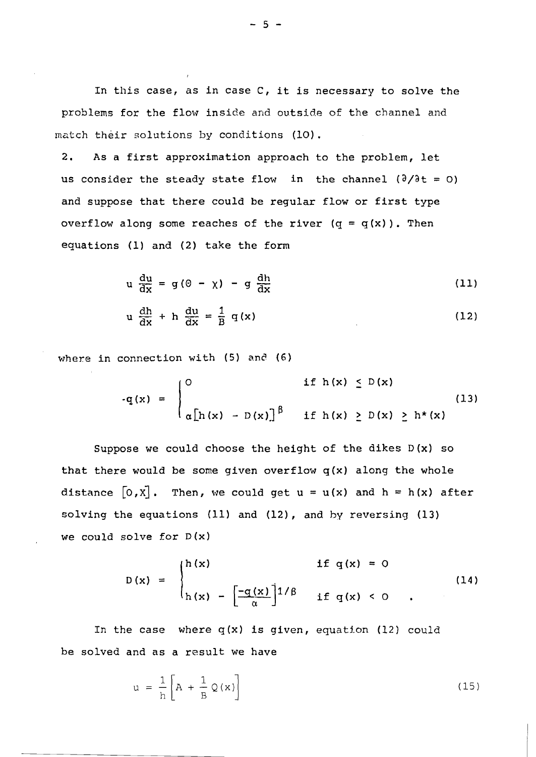In this case, as in case C, it is necessary to solve the problems for the flow inside and outside of the channel and match their solutions by conditions (10).

2. As a first approximation approach to the problem, let us consider the steady state flow in the channel ($\partial/\partial t = 0$) and suppose that there could be regular flow or first type overflow along some reaches of the river ($q = q(x)$). Then equations (1) and (2) take the form

$$u \frac{du}{dx} = g(\Theta - \chi) - g \frac{dh}{dx} \tag{11}$$

$$u \frac{dh}{dx} + h \frac{du}{dx} = \frac{1}{B} q(x) \tag{12}$$

where in connection with (5) and (6)

$$-q(x) = \begin{cases} 0 & \text{if } h(x) \leq D(x) \\ \alpha\left[h(x) - D(x)\right]^{\beta} & \text{if } h(x) \geq D(x) \geq h^{*}(x) \end{cases} \tag{13}$$

Suppose we could choose the height of the dikes $D(x)$ so that there would be some given overflow $q(x)$ along the whole distance $[0,X]$. Then, we could get $u = u(x)$ and $h = h(x)$ after solving the equations (11) and (12), and by reversing (13) we could solve for $D(x)$

$$D(x) = \begin{cases} h(x) & \text{if } q(x) = 0 \\ h(x) - \left[\frac{-q(x)}{\alpha}\right]^{1/\beta} & \text{if } q(x) < 0 \end{cases} \tag{14}$$

In the case where $q(x)$ is given, equation (12) could be solved and as a result we have

$$u = \frac{1}{h}\left[A + \frac{1}{B} Q(x)\right] \tag{15}$$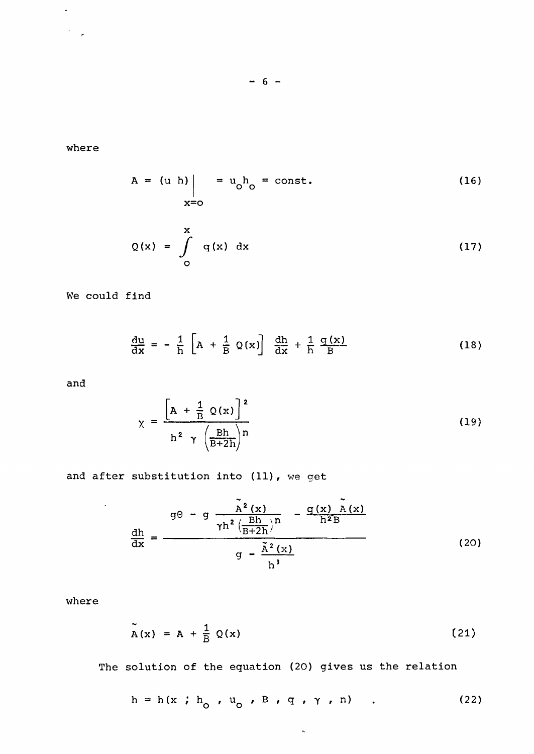where

$$A = (u\,h)\Big|_{x=o} = u_o h_o = \text{const.} \tag{16}$$

$$Q(x) = \int_o^x q(x)\;dx \tag{17}$$

We could find

$$\frac{du}{dx} = -\frac{1}{h}\left[A + \frac{1}{B}\,Q(x)\right]\;\frac{dh}{dx} + \frac{1}{h}\,\frac{q(x)}{B} \tag{18}$$

and

$$\chi = \frac{\left[A + \frac{1}{B}\,Q(x)\right]^2}{h^2\;\gamma\;\left(\frac{Bh}{B+2h}\right)^n} \tag{19}$$

and after substitution into (11), we get

$$\frac{dh}{dx} = \frac{g\Theta - g\,\dfrac{\tilde{A}^2(x)}{\gamma h^2\left(\frac{Bh}{B+2h}\right)^n} - \dfrac{q(x)\;\tilde{A}(x)}{h^2 B}}{g - \dfrac{\tilde{A}^2(x)}{h^3}} \tag{20}$$

where

$$\tilde{A}(x) = A + \frac{1}{B}\,Q(x) \tag{21}$$

The solution of the equation (20) gives us the relation

$$h = h(x\;;\;h_o\;,\;u_o\;,\;B\;,\;q\;,\;\gamma\;,\;n)\quad. \tag{22}$$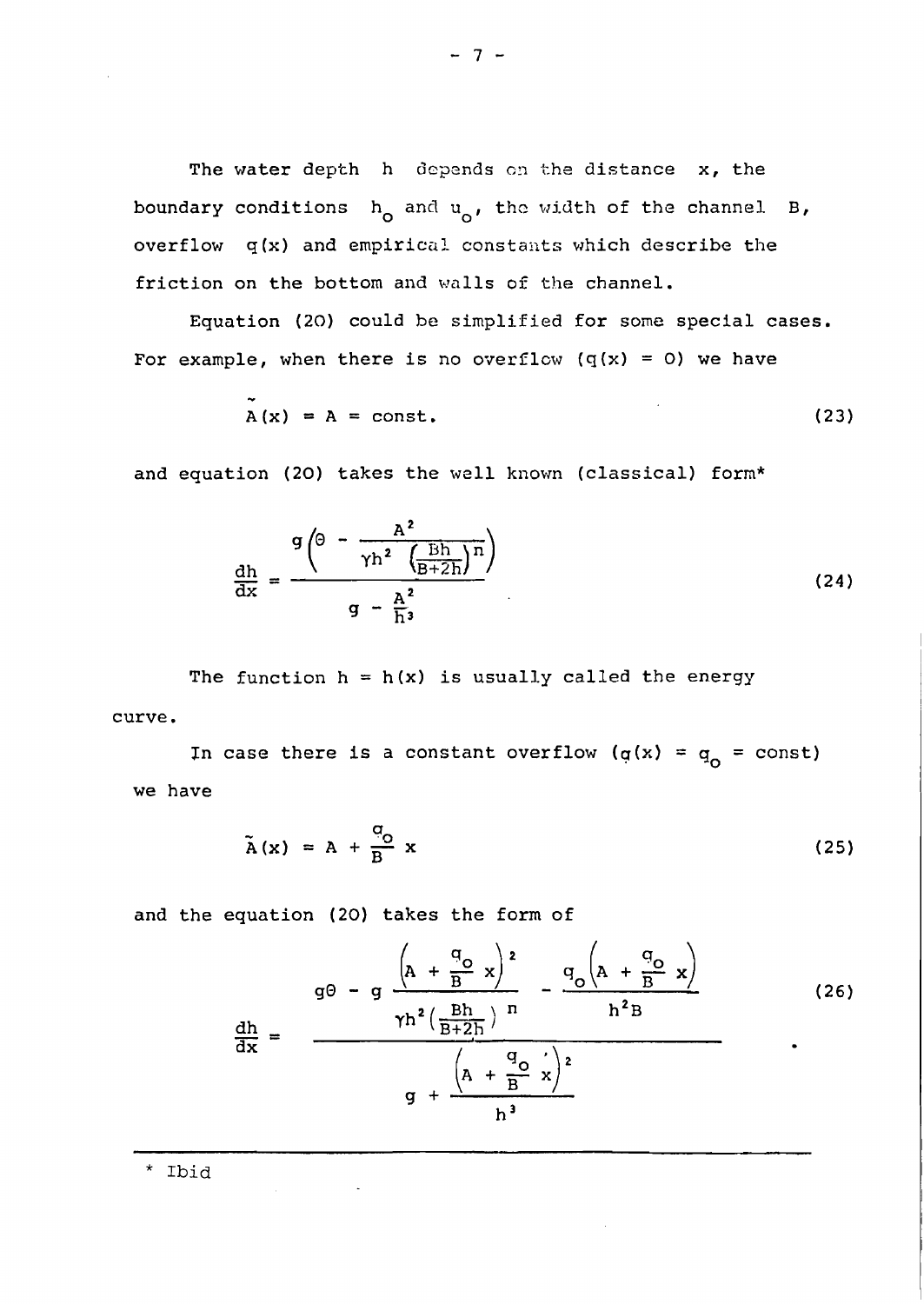The water depth h depends on the distance x, the boundary conditions $h_o$ and $u_o$, the width of the channel B, overflow q(x) and empirical constants which describe the friction on the bottom and walls of the channel.

Equation (20) could be simplified for some special cases. For example, when there is no overflow (q(x) = 0) we have

$$\tilde{A}(x) = A = \text{const.} \tag{23}$$

and equation (20) takes the well known (classical) form*

$$\frac{dh}{dx} = \frac{g\left(\Theta - \dfrac{A^2}{\gamma h^2 \left(\frac{Bh}{B+2h}\right)^n}\right)}{g - \dfrac{A^2}{h^3}} \tag{24}$$

The function h = h(x) is usually called the energy curve.

In case there is a constant overflow ($q(x) = q_o = \text{const}$) we have

$$\tilde{A}(x) = A + \frac{q_o}{B} x \tag{25}$$

and the equation (20) takes the form of

$$\frac{dh}{dx} = \frac{g\Theta - g\dfrac{\left(A + \frac{q_o}{B} x\right)^2}{\gamma h^2 \left(\frac{Bh}{B+2h}\right)^n} - \dfrac{q_o\left(A + \frac{q_o}{B} x\right)}{h^2 B}}{g + \dfrac{\left(A + \frac{q_o}{B} x\right)^2}{h^3}} \tag{26}$$

---

\* Ibid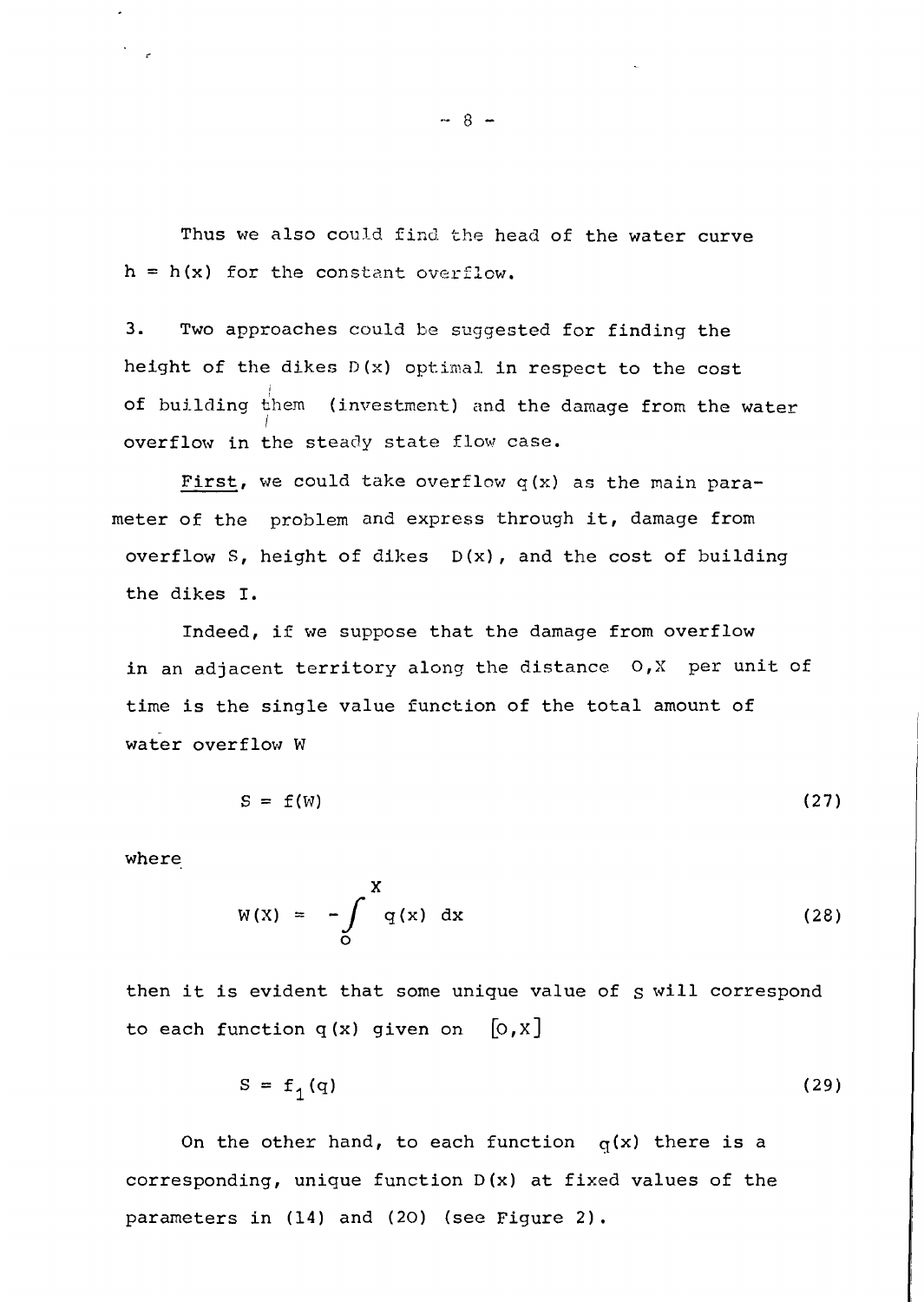Thus we also could find the head of the water curve $h = h(x)$ for the constant overflow.

3. Two approaches could be suggested for finding the height of the dikes $D(x)$ optimal in respect to the cost of building them (investment) and the damage from the water overflow in the steady state flow case.

<u>First</u>, we could take overflow $q(x)$ as the main parameter of the problem and express through it, damage from overflow S, height of dikes $D(x)$, and the cost of building the dikes I.

Indeed, if we suppose that the damage from overflow in an adjacent territory along the distance O,X per unit of time is the single value function of the total amount of water overflow W

$$S = f(W) \tag{27}$$

where

$$W(X) = -\int_{0}^{X} q(x)\ dx \tag{28}$$

then it is evident that some unique value of S will correspond to each function $q(x)$ given on $[0,X]$

$$S = f_1(q) \tag{29}$$

On the other hand, to each function $q(x)$ there is a corresponding, unique function $D(x)$ at fixed values of the parameters in (14) and (20) (see Figure 2).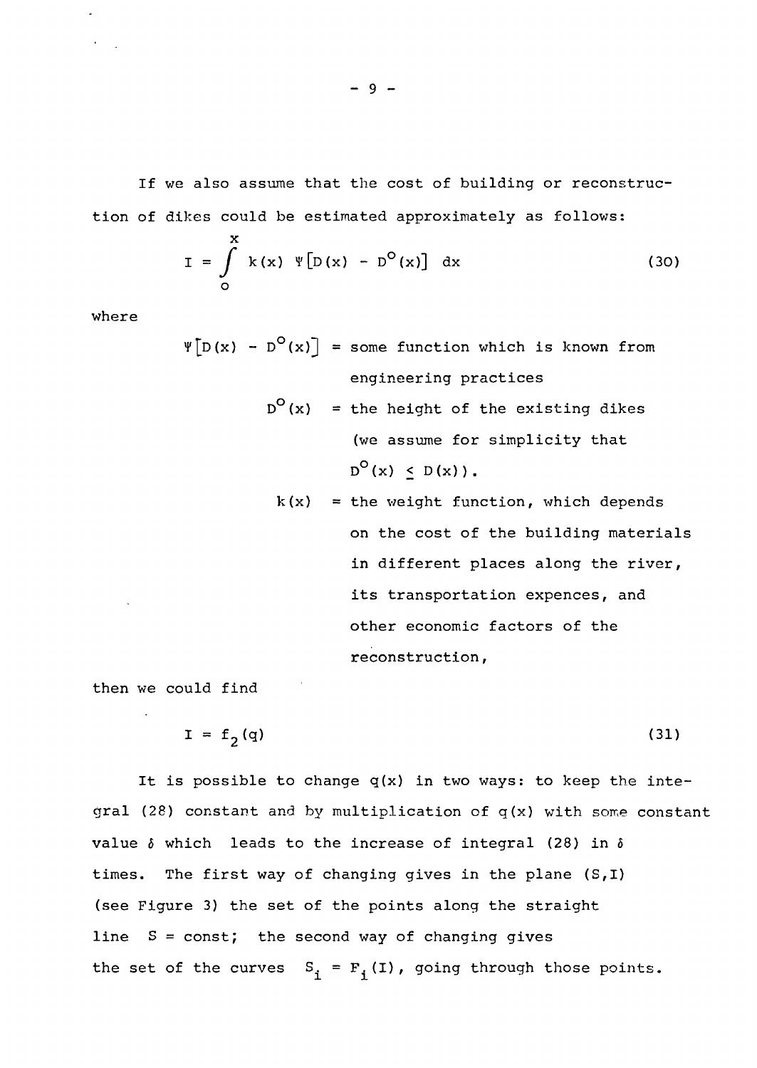If we also assume that the cost of building or reconstruction of dikes could be estimated approximately as follows:

$$I = \int_{0}^{x} k(x)\ \Psi\left[D(x) - D^{o}(x)\right]\ dx \tag{30}$$

where

$\Psi\left[D(x) - D^{o}(x)\right]$ = some function which is known from engineering practices

$D^{o}(x)$ = the height of the existing dikes (we assume for simplicity that $D^{o}(x) \leq D(x)$).

$k(x)$ = the weight function, which depends on the cost of the building materials in different places along the river, its transportation expences, and other economic factors of the reconstruction,

then we could find

$$I = f_2(q) \tag{31}$$

It is possible to change $q(x)$ in two ways: to keep the integral (28) constant and by multiplication of $q(x)$ with some constant value $\delta$ which leads to the increase of integral (28) in $\delta$ times. The first way of changing gives in the plane $(S,I)$ (see Figure 3) the set of the points along the straight line $S = \text{const}$; the second way of changing gives the set of the curves $S_i = F_i(I)$, going through those points.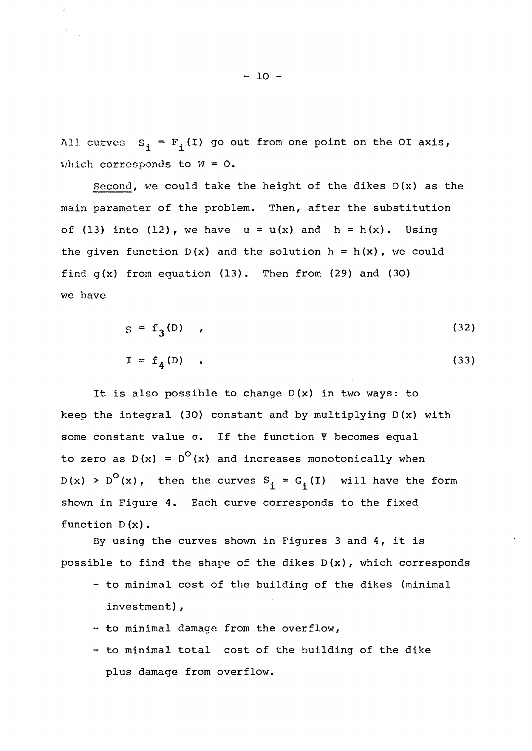All curves $S_i = F_i(I)$ go out from one point on the OI axis, which corresponds to $W = 0$.

Second, we could take the height of the dikes $D(x)$ as the main parameter of the problem. Then, after the substitution of (13) into (12), we have $u = u(x)$ and $h = h(x)$. Using the given function $D(x)$ and the solution $h = h(x)$, we could find $q(x)$ from equation (13). Then from (29) and (30) we have

$$S = f_3(D) \quad , \tag{32}$$

$$I = f_4(D) \quad . \tag{33}$$

It is also possible to change $D(x)$ in two ways: to keep the integral (30) constant and by multiplying $D(x)$ with some constant value $\sigma$. If the function $\Psi$ becomes equal to zero as $D(x) = D^o(x)$ and increases monotonically when $D(x) > D^o(x)$, then the curves $S_i = G_i(I)$ will have the form shown in Figure 4. Each curve corresponds to the fixed function $D(x)$.

By using the curves shown in Figures 3 and 4, it is possible to find the shape of the dikes $D(x)$, which corresponds

- to minimal cost of the building of the dikes (minimal investment),
- to minimal damage from the overflow,
- to minimal total cost of the building of the dike plus damage from overflow.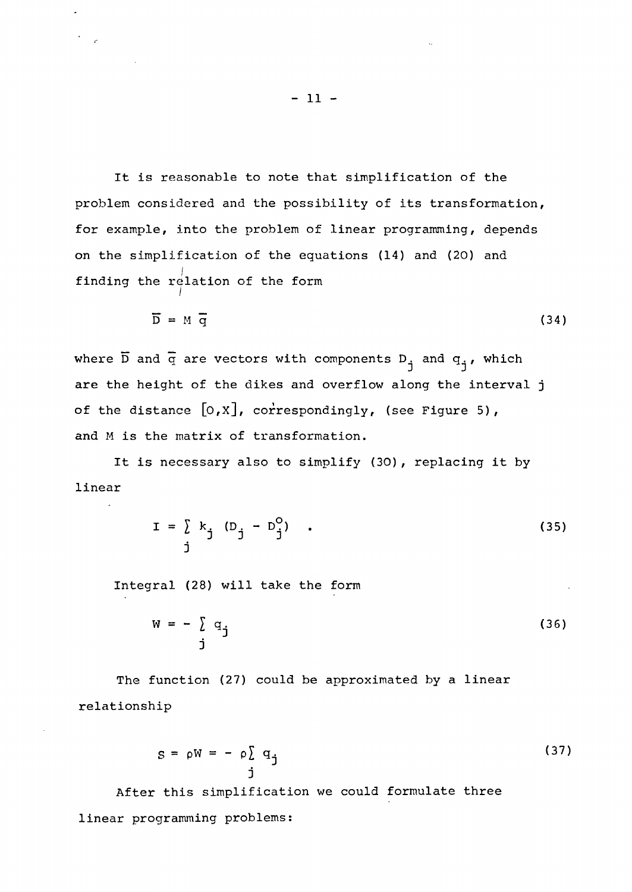It is reasonable to note that simplification of the problem considered and the possibility of its transformation, for example, into the problem of linear programming, depends on the simplification of the equations (14) and (20) and finding the relation of the form

$$\overline{D} = M\,\overline{q} \tag{34}$$

where $\overline{D}$ and $\overline{q}$ are vectors with components $D_j$ and $q_j$, which are the height of the dikes and overflow along the interval j of the distance $[0,X]$, correspondingly, (see Figure 5), and M is the matrix of transformation.

It is necessary also to simplify (30), replacing it by linear

$$I = \sum_j k_j \, (D_j - D_j^o) \quad . \tag{35}$$

Integral (28) will take the form

$$W = - \sum_j q_j \tag{36}$$

The function (27) could be approximated by a linear relationship

$$S = \rho W = - \rho \sum_j q_j \tag{37}$$

After this simplification we could formulate three linear programming problems: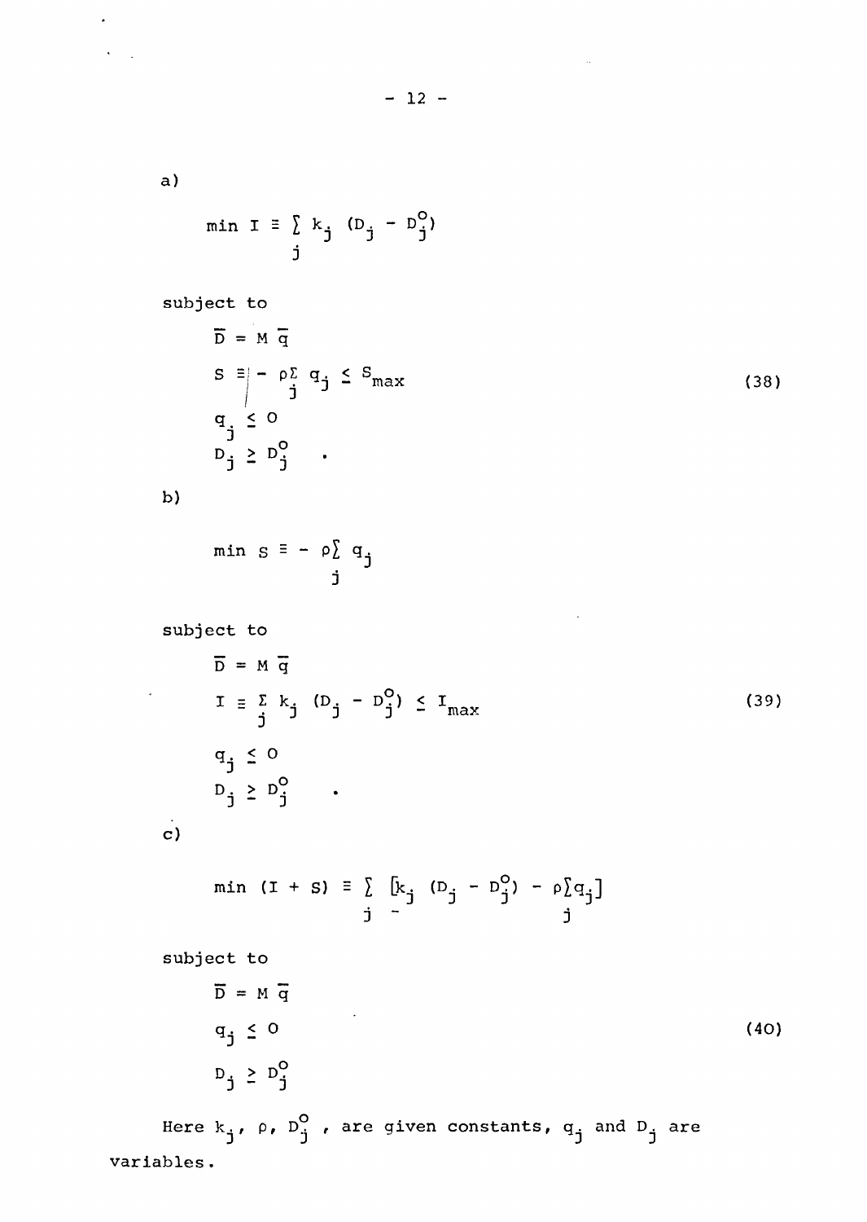a)

$$\min I \equiv \sum_j k_j (D_j - D_j^o)$$

subject to

$$\begin{aligned}
&\overline{D} = M \overline{q} \\
&S \equiv - \rho \sum_j q_j \leq S_{max} \\
&q_j \leq 0 \\
&D_j \geq D_j^o \quad .
\end{aligned} \tag{38}$$

b)

$$\min S \equiv - \rho \sum_j q_j$$

subject to

$$\begin{aligned}
&\overline{D} = M \overline{q} \\
&I \equiv \sum_j k_j (D_j - D_j^o) \leq I_{max} \\
&q_j \leq 0 \\
&D_j \geq D_j^o \quad .
\end{aligned} \tag{39}$$

c)

$$\min (I + S) \equiv \sum_j \left[k_j (D_j - D_j^o) - \rho \sum_j q_j\right]$$

subject to

$$\begin{aligned}
&\overline{D} = M \overline{q} \\
&q_j \leq 0 \\
&D_j \geq D_j^o
\end{aligned} \tag{40}$$

Here $k_j$, $\rho$, $D_j^o$ , are given constants, $q_j$ and $D_j$ are variables.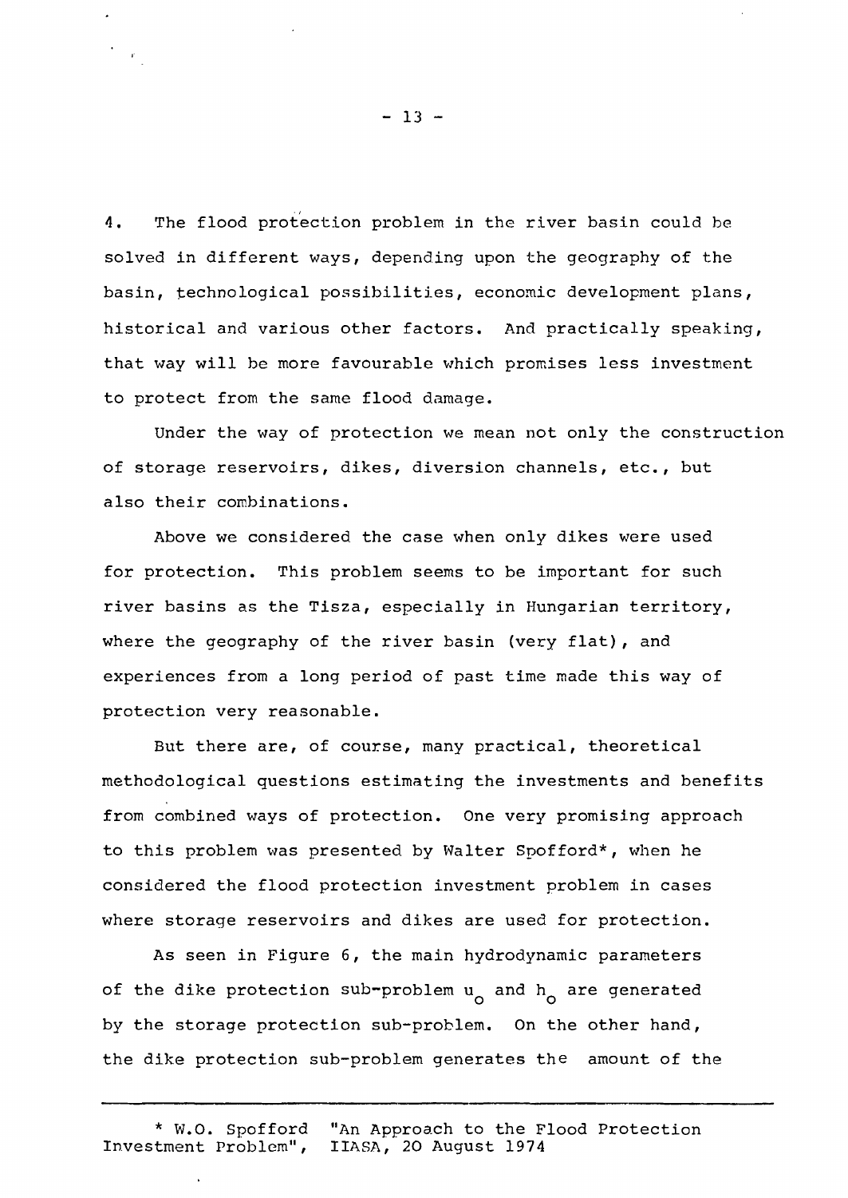4. The flood protection problem in the river basin could be solved in different ways, depending upon the geography of the basin, technological possibilities, economic development plans, historical and various other factors. And practically speaking, that way will be more favourable which promises less investment to protect from the same flood damage.

Under the way of protection we mean not only the construction of storage reservoirs, dikes, diversion channels, etc., but also their combinations.

Above we considered the case when only dikes were used for protection. This problem seems to be important for such river basins as the Tisza, especially in Hungarian territory, where the geography of the river basin (very flat), and experiences from a long period of past time made this way of protection very reasonable.

But there are, of course, many practical, theoretical methodological questions estimating the investments and benefits from combined ways of protection. One very promising approach to this problem was presented by Walter Spofford*, when he considered the flood protection investment problem in cases where storage reservoirs and dikes are used for protection.

As seen in Figure 6, the main hydrodynamic parameters of the dike protection sub-problem $u_o$ and $h_o$ are generated by the storage protection sub-problem. On the other hand, the dike protection sub-problem generates the amount of the

---

* W.O. Spofford "An Approach to the Flood Protection Investment Problem", IIASA, 20 August 1974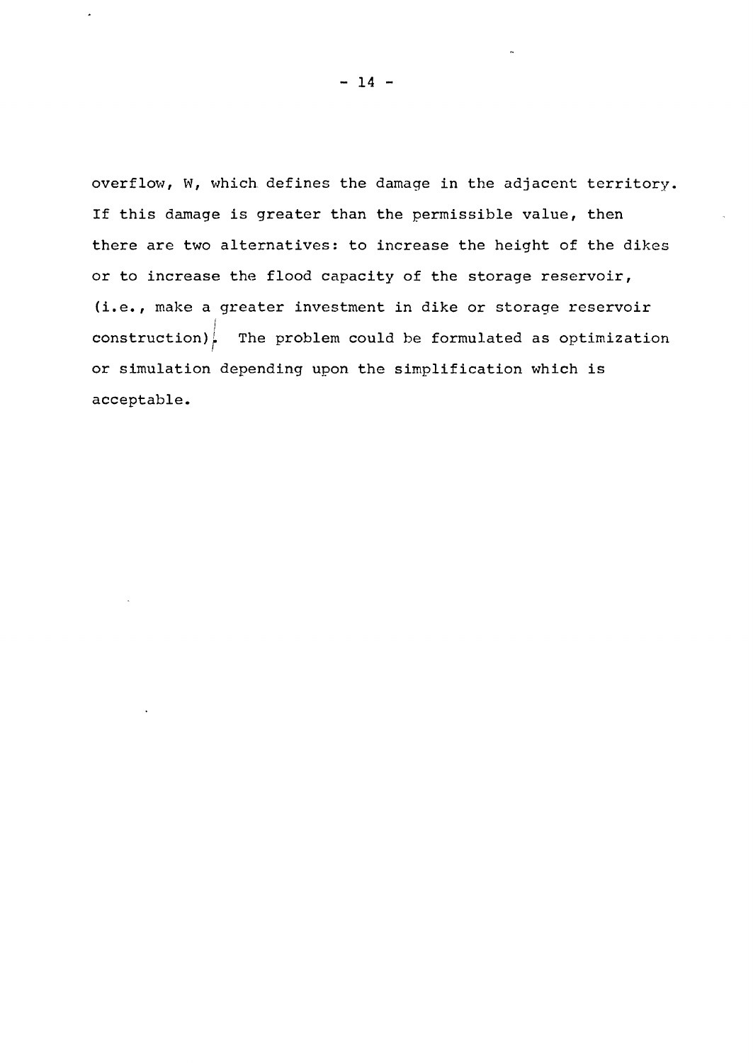overflow, W, which defines the damage in the adjacent territory. If this damage is greater than the permissible value, then there are two alternatives: to increase the height of the dikes or to increase the flood capacity of the storage reservoir, (i.e., make a greater investment in dike or storage reservoir construction). The problem could be formulated as optimization or simulation depending upon the simplification which is acceptable.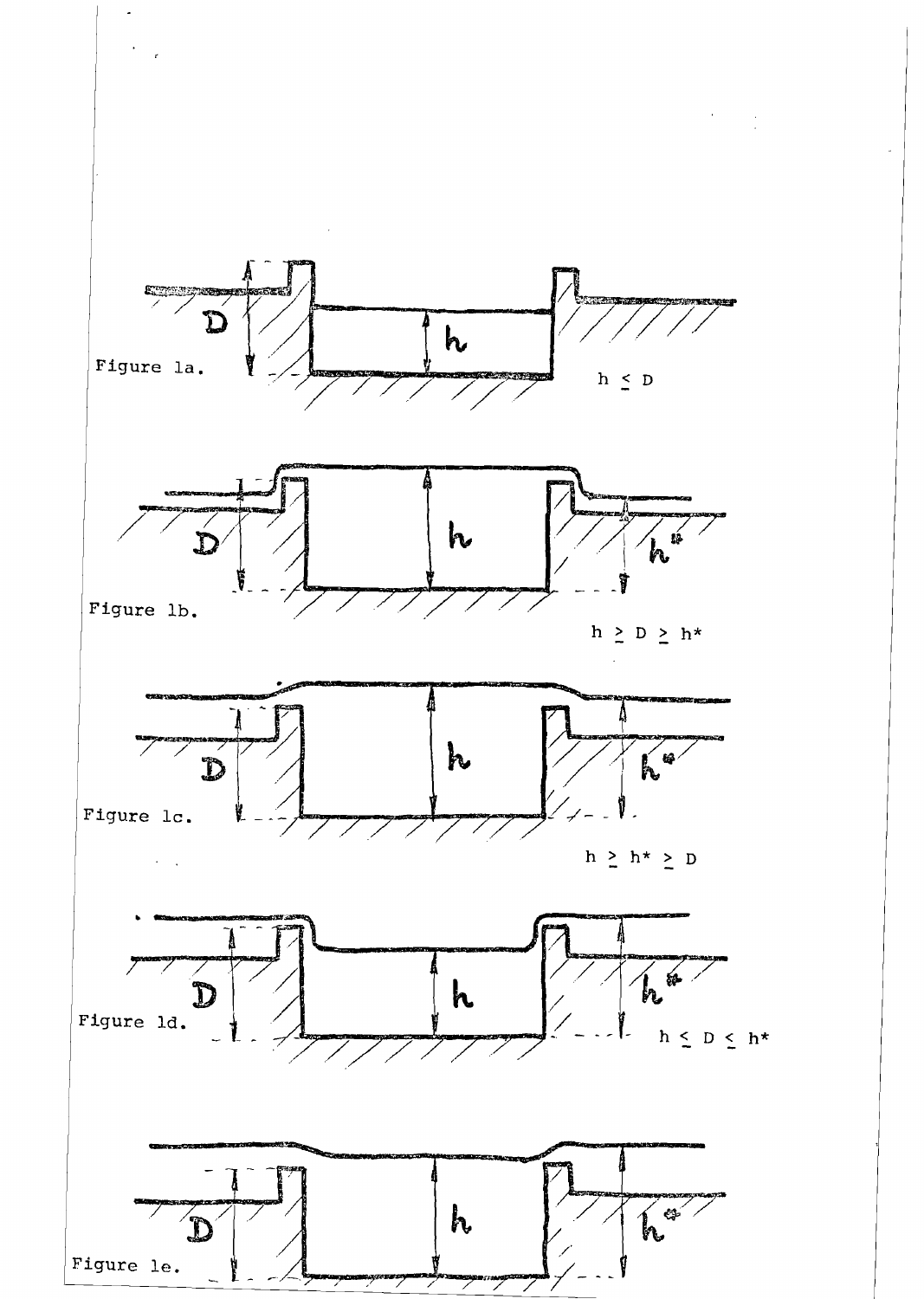Figure 1a. $h \leq D$

Figure 1b. $h \geq D \geq h^*$

Figure 1c. $h \geq h^* \geq D$

Figure 1d. $h \leq D \leq h^*$

Figure 1e.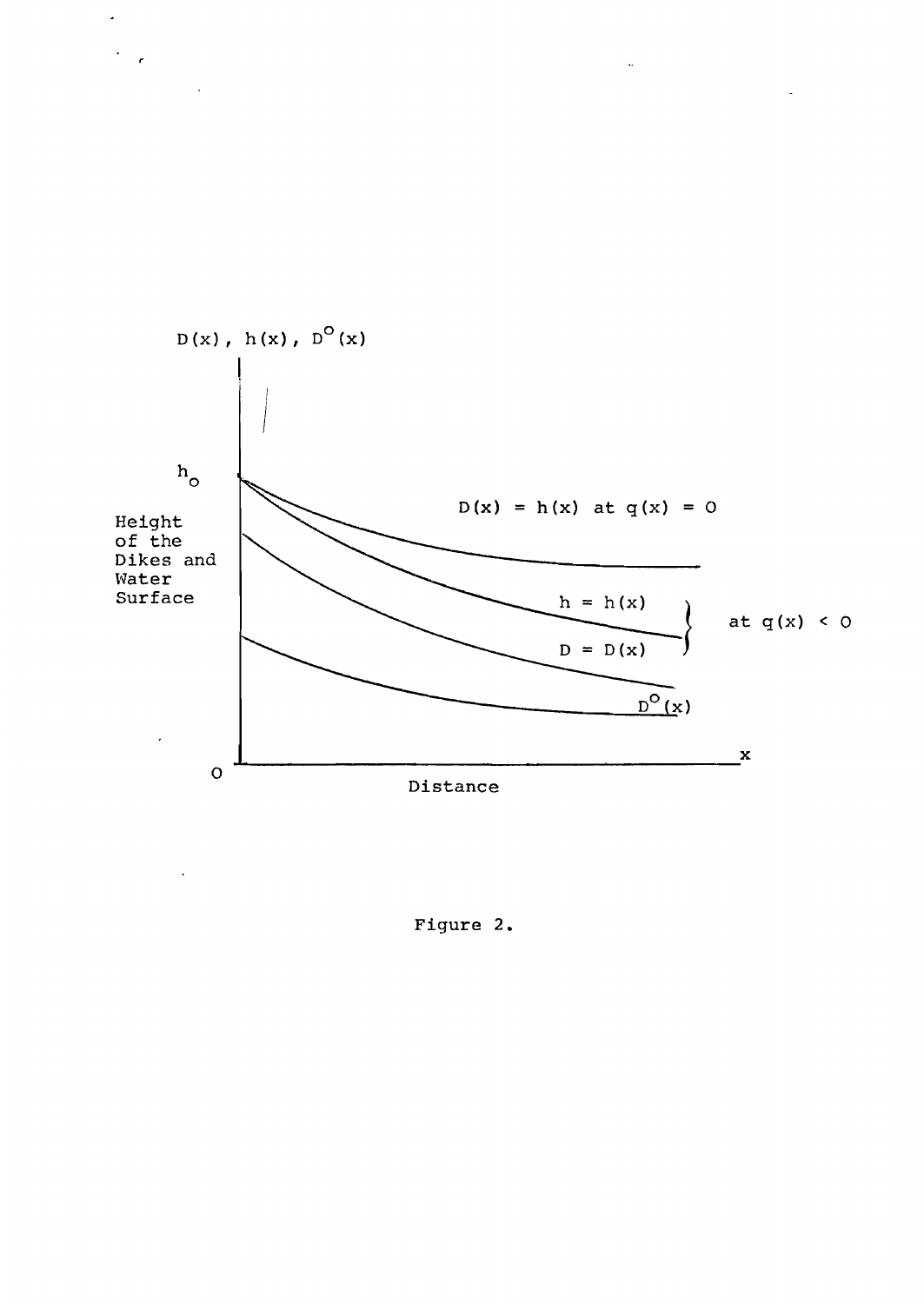Figure 2.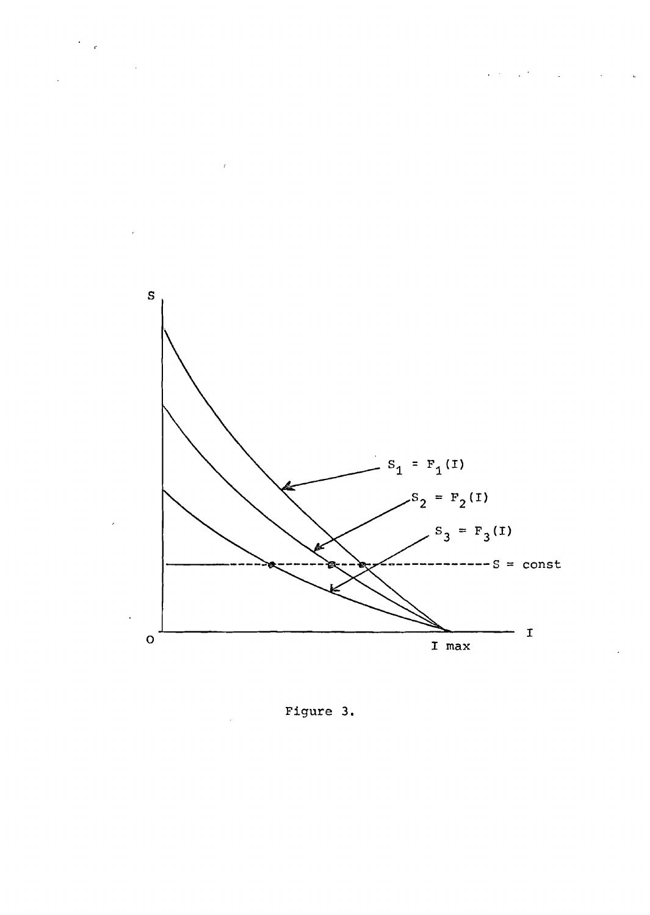Figure 3.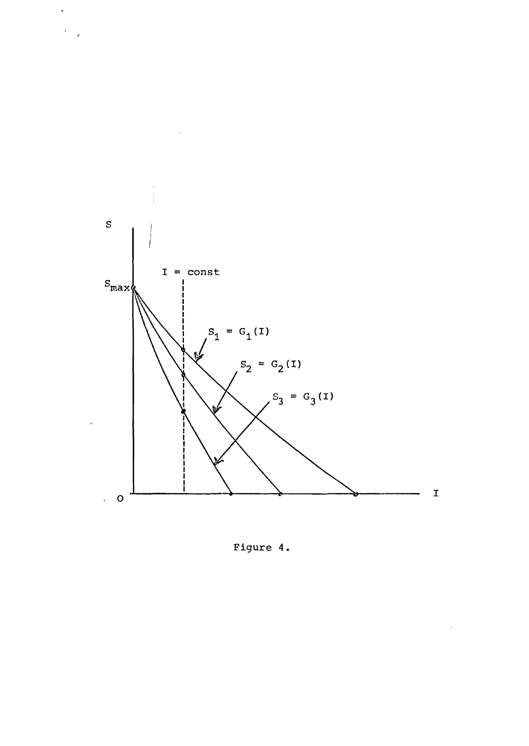Figure 4.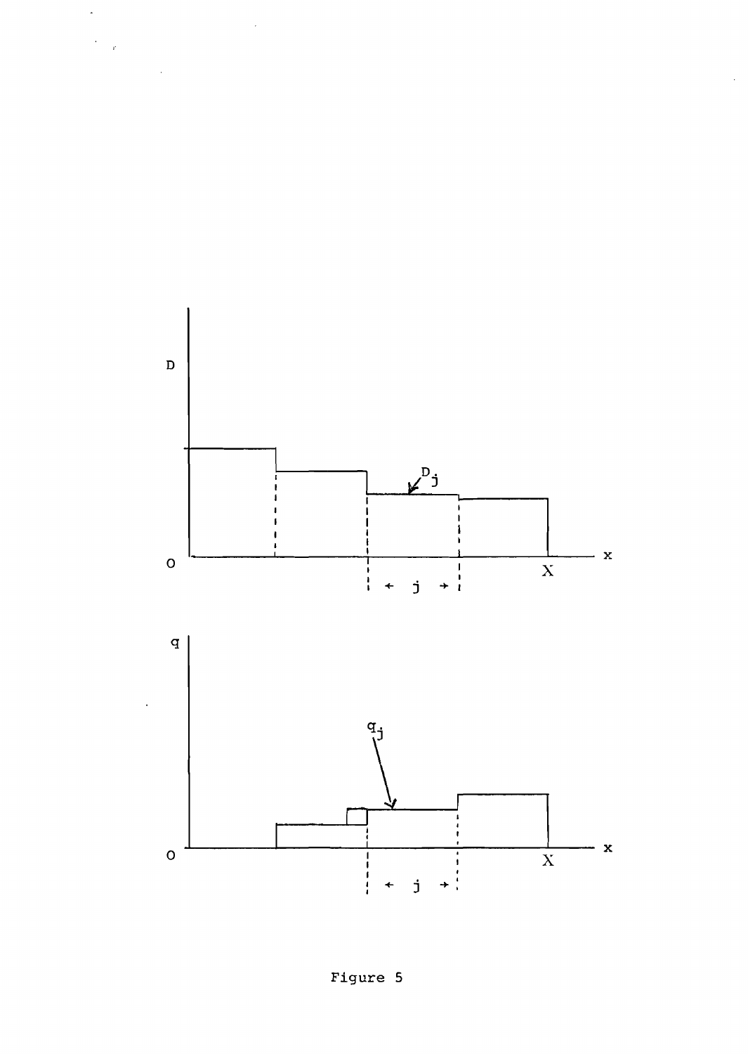Figure 5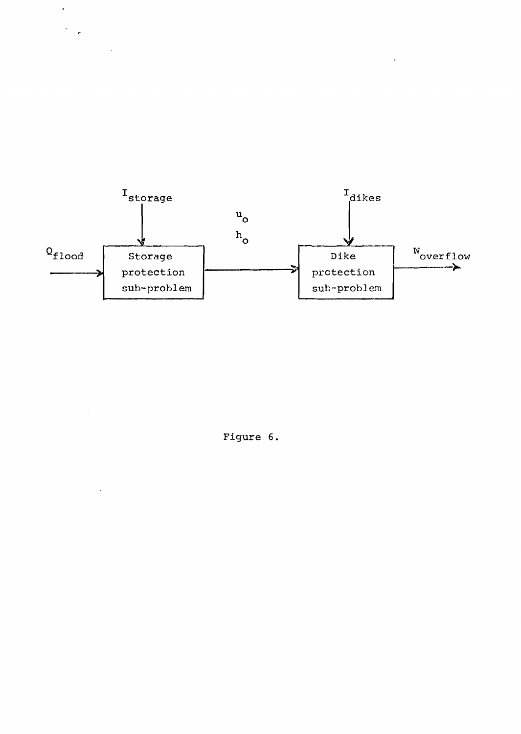$I_{storage}$

$u_o$

$h_o$

$I_{dikes}$

$Q_{flood}$

Storage protection sub-problem

Dike protection sub-problem

$W_{overflow}$

Figure 6.